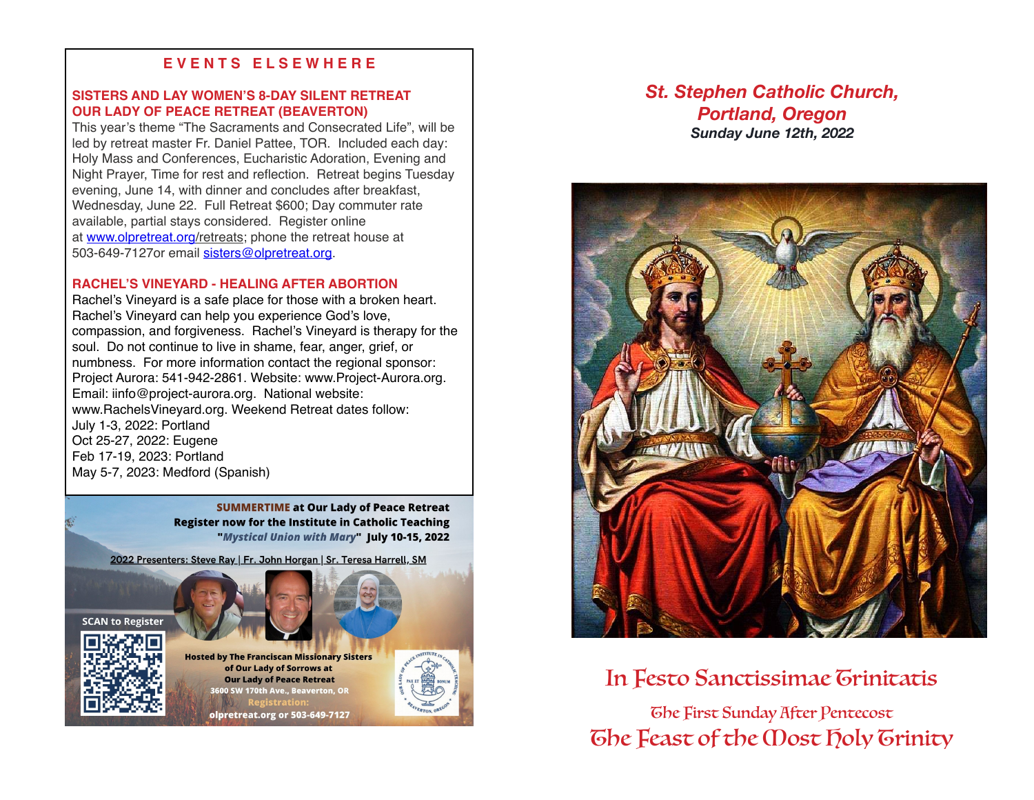## EVENTS ELSEWHERE

### SISTERS AND LAY WOMEN'S 8-DAY SILENT RETREAT
### OUR LADY OF PEACE RETREAT (BEAVERTON)

This year's theme "The Sacraments and Consecrated Life", will be led by retreat master Fr. Daniel Pattee, TOR. Included each day: Holy Mass and Conferences, Eucharistic Adoration, Evening and Night Prayer, Time for rest and reflection. Retreat begins Tuesday evening, June 14, with dinner and concludes after breakfast, Wednesday, June 22. Full Retreat $600; Day commuter rate available, partial stays considered. Register online at www.olpretreat.org/retreats; phone the retreat house at 503-649-7127or email sisters@olpretreat.org.

### RACHEL'S VINEYARD - HEALING AFTER ABORTION

Rachel's Vineyard is a safe place for those with a broken heart. Rachel's Vineyard can help you experience God's love, compassion, and forgiveness. Rachel's Vineyard is therapy for the soul. Do not continue to live in shame, fear, anger, grief, or numbness. For more information contact the regional sponsor: Project Aurora: 541-942-2861. Website: www.Project-Aurora.org. Email: iinfo@project-aurora.org. National website: www.RachelsVineyard.org. Weekend Retreat dates follow:
July 1-3, 2022: Portland
Oct 25-27, 2022: Eugene
Feb 17-19, 2023: Portland
May 5-7, 2023: Medford (Spanish)

**SUMMERTIME at Our Lady of Peace Retreat**
**Register now for the Institute in Catholic Teaching**
**"*Mystical Union with Mary*" July 10-15, 2022**

2022 Presenters: Steve Ray | Fr. John Horgan | Sr. Teresa Harrell, SM

SCAN to Register

Hosted by The Franciscan Missionary Sisters of Our Lady of Sorrows at Our Lady of Peace Retreat
3600 SW 170th Ave., Beaverton, OR
Registration:
olpretreat.org or 503-649-7127

# *St. Stephen Catholic Church, Portland, Oregon*
***Sunday June 12th, 2022***

# In Festo Sanctissimae Trinitatis

The First Sunday After Pentecost

## The Feast of the Most Holy Trinity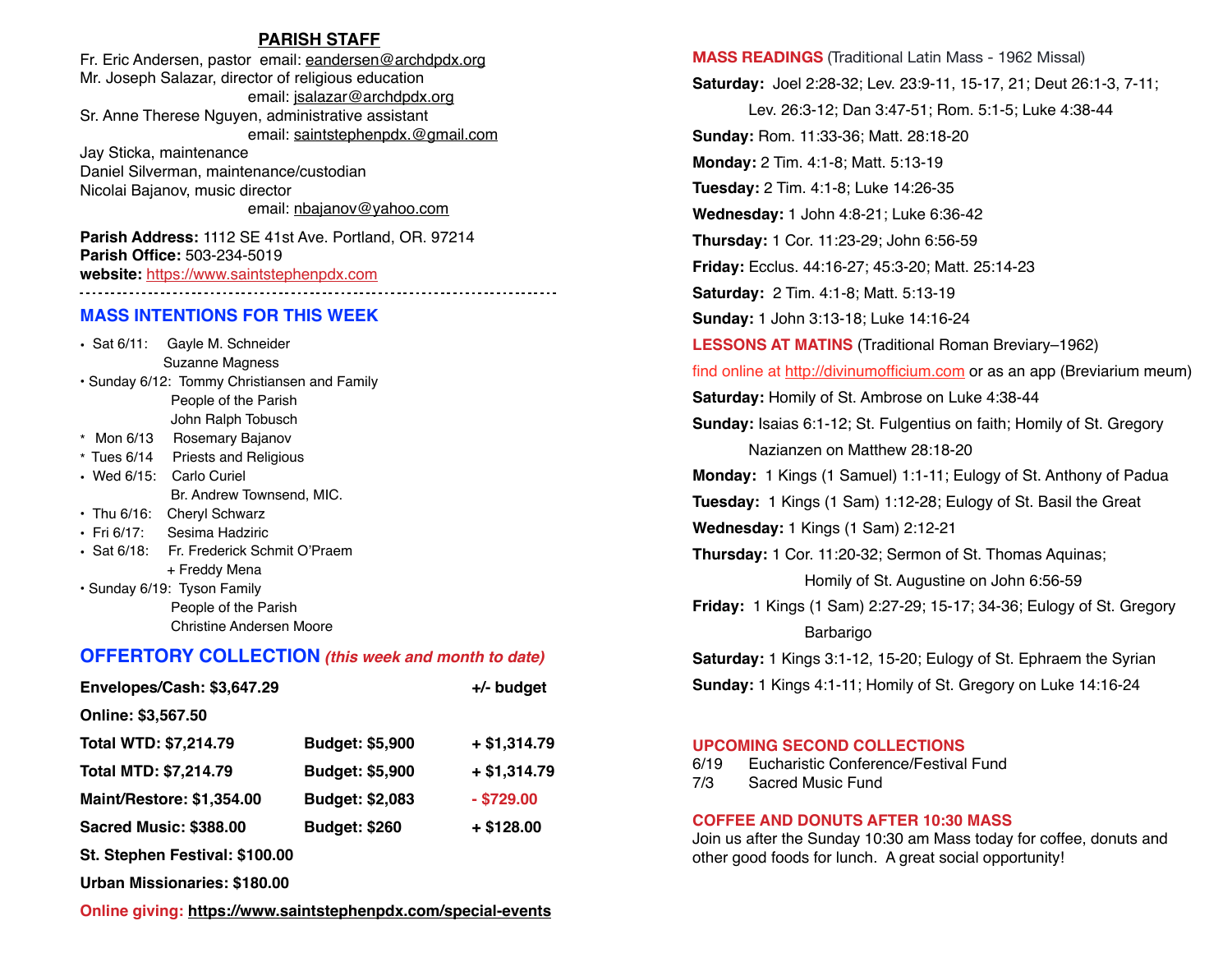## PARISH STAFF

Fr. Eric Andersen, pastor email: eandersen@archdpdx.org
Mr. Joseph Salazar, director of religious education
email: jsalazar@archdpdx.org
Sr. Anne Therese Nguyen, administrative assistant
email: saintstephenpdx.@gmail.com
Jay Sticka, maintenance
Daniel Silverman, maintenance/custodian
Nicolai Bajanov, music director
email: nbajanov@yahoo.com

**Parish Address:** 1112 SE 41st Ave. Portland, OR. 97214
**Parish Office:** 503-234-5019
**website:** https://www.saintstephenpdx.com

## MASS INTENTIONS FOR THIS WEEK

- Sat 6/11: Gayle M. Schneider
  Suzanne Magness
- Sunday 6/12: Tommy Christiansen and Family
  People of the Parish
  John Ralph Tobusch
- Mon 6/13 Rosemary Bajanov
- Tues 6/14 Priests and Religious
- Wed 6/15: Carlo Curiel
  Br. Andrew Townsend, MIC.
- Thu 6/16: Cheryl Schwarz
- Fri 6/17: Sesima Hadziric
- Sat 6/18: Fr. Frederick Schmit O'Praem
  + Freddy Mena
- Sunday 6/19: Tyson Family
  People of the Parish
  Christine Andersen Moore

## OFFERTORY COLLECTION *(this week and month to date)*

| | | |
|---|---|---|
| **Envelopes/Cash: $3,647.29** | | **+/- budget** |
| **Online: $3,567.50** | | |
| **Total WTD: $7,214.79** | **Budget: $5,900** | **+ $1,314.79** |
| **Total MTD: $7,214.79** | **Budget: $5,900** | **+ $1,314.79** |
| **Maint/Restore: $1,354.00** | **Budget: $2,083** | **- $729.00** |
| **Sacred Music: $388.00** | **Budget: $260** | **+ $128.00** |
| **St. Stephen Festival: $100.00** | | |
| **Urban Missionaries: $180.00** | | |

**Online giving: https://www.saintstephenpdx.com/special-events**

## MASS READINGS (Traditional Latin Mass - 1962 Missal)

**Saturday:** Joel 2:28-32; Lev. 23:9-11, 15-17, 21; Deut 26:1-3, 7-11; Lev. 26:3-12; Dan 3:47-51; Rom. 5:1-5; Luke 4:38-44
**Sunday:** Rom. 11:33-36; Matt. 28:18-20
**Monday:** 2 Tim. 4:1-8; Matt. 5:13-19
**Tuesday:** 2 Tim. 4:1-8; Luke 14:26-35
**Wednesday:** 1 John 4:8-21; Luke 6:36-42
**Thursday:** 1 Cor. 11:23-29; John 6:56-59
**Friday:** Ecclus. 44:16-27; 45:3-20; Matt. 25:14-23
**Saturday:** 2 Tim. 4:1-8; Matt. 5:13-19
**Sunday:** 1 John 3:13-18; Luke 14:16-24

## LESSONS AT MATINS (Traditional Roman Breviary–1962)

find online at http://divinumofficium.com or as an app (Breviarium meum)

**Saturday:** Homily of St. Ambrose on Luke 4:38-44
**Sunday:** Isaias 6:1-12; St. Fulgentius on faith; Homily of St. Gregory Nazianzen on Matthew 28:18-20
**Monday:** 1 Kings (1 Samuel) 1:1-11; Eulogy of St. Anthony of Padua
**Tuesday:** 1 Kings (1 Sam) 1:12-28; Eulogy of St. Basil the Great
**Wednesday:** 1 Kings (1 Sam) 2:12-21
**Thursday:** 1 Cor. 11:20-32; Sermon of St. Thomas Aquinas; Homily of St. Augustine on John 6:56-59
**Friday:** 1 Kings (1 Sam) 2:27-29; 15-17; 34-36; Eulogy of St. Gregory Barbarigo
**Saturday:** 1 Kings 3:1-12, 15-20; Eulogy of St. Ephraem the Syrian
**Sunday:** 1 Kings 4:1-11; Homily of St. Gregory on Luke 14:16-24

## UPCOMING SECOND COLLECTIONS

6/19 Eucharistic Conference/Festival Fund
7/3 Sacred Music Fund

## COFFEE AND DONUTS AFTER 10:30 MASS

Join us after the Sunday 10:30 am Mass today for coffee, donuts and other good foods for lunch. A great social opportunity!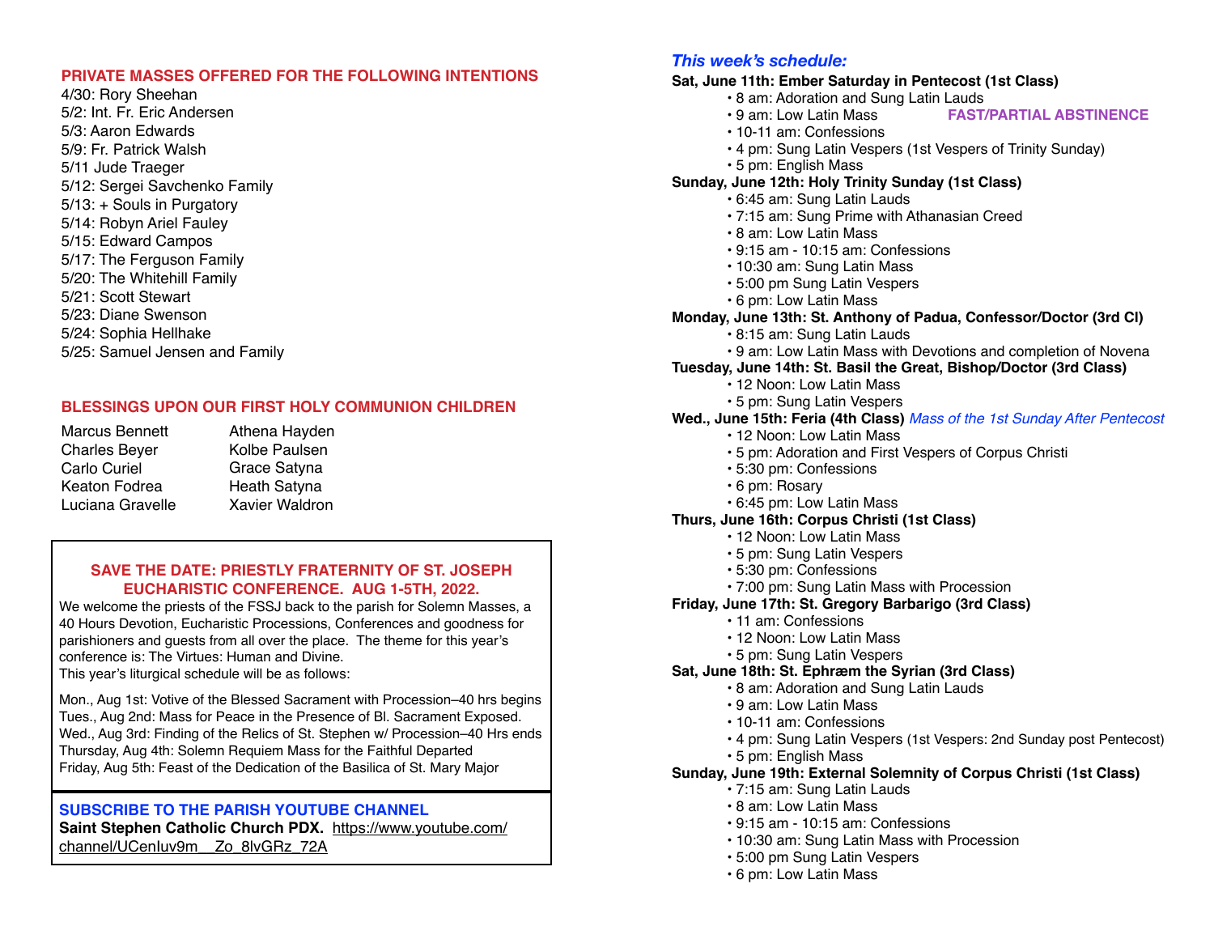## PRIVATE MASSES OFFERED FOR THE FOLLOWING INTENTIONS

4/30: Rory Sheehan
5/2: Int. Fr. Eric Andersen
5/3: Aaron Edwards
5/9: Fr. Patrick Walsh
5/11 Jude Traeger
5/12: Sergei Savchenko Family
5/13: + Souls in Purgatory
5/14: Robyn Ariel Fauley
5/15: Edward Campos
5/17: The Ferguson Family
5/20: The Whitehill Family
5/21: Scott Stewart
5/23: Diane Swenson
5/24: Sophia Hellhake
5/25: Samuel Jensen and Family

## BLESSINGS UPON OUR FIRST HOLY COMMUNION CHILDREN

Marcus Bennett
Charles Beyer
Carlo Curiel
Keaton Fodrea
Luciana Gravelle
Athena Hayden
Kolbe Paulsen
Grace Satyna
Heath Satyna
Xavier Waldron

## SAVE THE DATE: PRIESTLY FRATERNITY OF ST. JOSEPH EUCHARISTIC CONFERENCE. AUG 1-5TH, 2022.

We welcome the priests of the FSSJ back to the parish for Solemn Masses, a 40 Hours Devotion, Eucharistic Processions, Conferences and goodness for parishioners and guests from all over the place. The theme for this year's conference is: The Virtues: Human and Divine.
This year's liturgical schedule will be as follows:

Mon., Aug 1st: Votive of the Blessed Sacrament with Procession–40 hrs begins
Tues., Aug 2nd: Mass for Peace in the Presence of Bl. Sacrament Exposed.
Wed., Aug 3rd: Finding of the Relics of St. Stephen w/ Procession–40 Hrs ends
Thursday, Aug 4th: Solemn Requiem Mass for the Faithful Departed
Friday, Aug 5th: Feast of the Dedication of the Basilica of St. Mary Major

## SUBSCRIBE TO THE PARISH YOUTUBE CHANNEL

**Saint Stephen Catholic Church PDX.** https://www.youtube.com/channel/UCenIuv9m__Zo_8lvGRz_72A

## *This week's schedule:*

**Sat, June 11th: Ember Saturday in Pentecost (1st Class)**
- 8 am: Adoration and Sung Latin Lauds
- 9 am: Low Latin Mass **FAST/PARTIAL ABSTINENCE**
- 10-11 am: Confessions
- 4 pm: Sung Latin Vespers (1st Vespers of Trinity Sunday)
- 5 pm: English Mass

**Sunday, June 12th: Holy Trinity Sunday (1st Class)**
- 6:45 am: Sung Latin Lauds
- 7:15 am: Sung Prime with Athanasian Creed
- 8 am: Low Latin Mass
- 9:15 am - 10:15 am: Confessions
- 10:30 am: Sung Latin Mass
- 5:00 pm Sung Latin Vespers
- 6 pm: Low Latin Mass

**Monday, June 13th: St. Anthony of Padua, Confessor/Doctor (3rd Cl)**
- 8:15 am: Sung Latin Lauds
- 9 am: Low Latin Mass with Devotions and completion of Novena

**Tuesday, June 14th: St. Basil the Great, Bishop/Doctor (3rd Class)**
- 12 Noon: Low Latin Mass
- 5 pm: Sung Latin Vespers

**Wed., June 15th: Feria (4th Class)** *Mass of the 1st Sunday After Pentecost*
- 12 Noon: Low Latin Mass
- 5 pm: Adoration and First Vespers of Corpus Christi
- 5:30 pm: Confessions
- 6 pm: Rosary
- 6:45 pm: Low Latin Mass

**Thurs, June 16th: Corpus Christi (1st Class)**
- 12 Noon: Low Latin Mass
- 5 pm: Sung Latin Vespers
- 5:30 pm: Confessions
- 7:00 pm: Sung Latin Mass with Procession

**Friday, June 17th: St. Gregory Barbarigo (3rd Class)**
- 11 am: Confessions
- 12 Noon: Low Latin Mass
- 5 pm: Sung Latin Vespers

**Sat, June 18th: St. Ephræm the Syrian (3rd Class)**
- 8 am: Adoration and Sung Latin Lauds
- 9 am: Low Latin Mass
- 10-11 am: Confessions
- 4 pm: Sung Latin Vespers (1st Vespers: 2nd Sunday post Pentecost)
- 5 pm: English Mass

**Sunday, June 19th: External Solemnity of Corpus Christi (1st Class)**
- 7:15 am: Sung Latin Lauds
- 8 am: Low Latin Mass
- 9:15 am - 10:15 am: Confessions
- 10:30 am: Sung Latin Mass with Procession
- 5:00 pm Sung Latin Vespers
- 6 pm: Low Latin Mass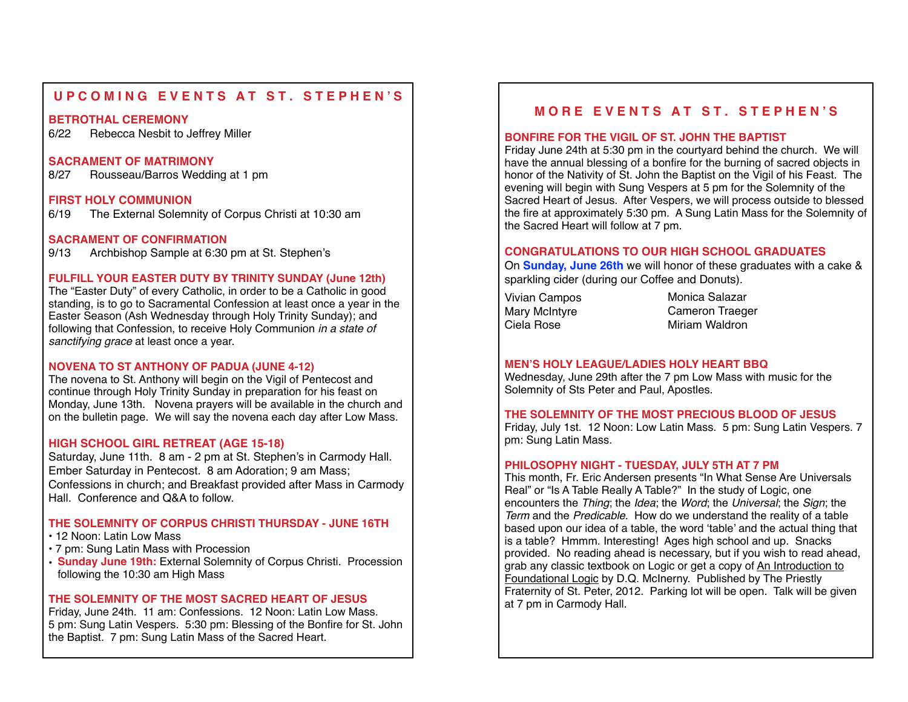## UPCOMING EVENTS AT ST. STEPHEN'S

### BETROTHAL CEREMONY

6/22 Rebecca Nesbit to Jeffrey Miller

### SACRAMENT OF MATRIMONY

8/27 Rousseau/Barros Wedding at 1 pm

### FIRST HOLY COMMUNION

6/19 The External Solemnity of Corpus Christi at 10:30 am

### SACRAMENT OF CONFIRMATION

9/13 Archbishop Sample at 6:30 pm at St. Stephen's

### FULFILL YOUR EASTER DUTY BY TRINITY SUNDAY (June 12th)

The "Easter Duty" of every Catholic, in order to be a Catholic in good standing, is to go to Sacramental Confession at least once a year in the Easter Season (Ash Wednesday through Holy Trinity Sunday); and following that Confession, to receive Holy Communion *in a state of sanctifying grace* at least once a year.

### NOVENA TO ST ANTHONY OF PADUA (JUNE 4-12)

The novena to St. Anthony will begin on the Vigil of Pentecost and continue through Holy Trinity Sunday in preparation for his feast on Monday, June 13th. Novena prayers will be available in the church and on the bulletin page. We will say the novena each day after Low Mass.

### HIGH SCHOOL GIRL RETREAT (AGE 15-18)

Saturday, June 11th. 8 am - 2 pm at St. Stephen's in Carmody Hall. Ember Saturday in Pentecost. 8 am Adoration; 9 am Mass; Confessions in church; and Breakfast provided after Mass in Carmody Hall. Conference and Q&A to follow.

### THE SOLEMNITY OF CORPUS CHRISTI THURSDAY - JUNE 16TH

- 12 Noon: Latin Low Mass
- 7 pm: Sung Latin Mass with Procession
- **Sunday June 19th:** External Solemnity of Corpus Christi. Procession following the 10:30 am High Mass

### THE SOLEMNITY OF THE MOST SACRED HEART OF JESUS

Friday, June 24th. 11 am: Confessions. 12 Noon: Latin Low Mass. 5 pm: Sung Latin Vespers. 5:30 pm: Blessing of the Bonfire for St. John the Baptist. 7 pm: Sung Latin Mass of the Sacred Heart.

## MORE EVENTS AT ST. STEPHEN'S

### BONFIRE FOR THE VIGIL OF ST. JOHN THE BAPTIST

Friday June 24th at 5:30 pm in the courtyard behind the church. We will have the annual blessing of a bonfire for the burning of sacred objects in honor of the Nativity of St. John the Baptist on the Vigil of his Feast. The evening will begin with Sung Vespers at 5 pm for the Solemnity of the Sacred Heart of Jesus. After Vespers, we will process outside to blessed the fire at approximately 5:30 pm. A Sung Latin Mass for the Solemnity of the Sacred Heart will follow at 7 pm.

### CONGRATULATIONS TO OUR HIGH SCHOOL GRADUATES

On **Sunday, June 26th** we will honor of these graduates with a cake & sparkling cider (during our Coffee and Donuts).

| | |
|---|---|
| Vivian Campos | Monica Salazar |
| Mary McIntyre | Cameron Traeger |
| Ciela Rose | Miriam Waldron |

### MEN'S HOLY LEAGUE/LADIES HOLY HEART BBQ

Wednesday, June 29th after the 7 pm Low Mass with music for the Solemnity of Sts Peter and Paul, Apostles.

### THE SOLEMNITY OF THE MOST PRECIOUS BLOOD OF JESUS

Friday, July 1st. 12 Noon: Low Latin Mass. 5 pm: Sung Latin Vespers. 7 pm: Sung Latin Mass.

### PHILOSOPHY NIGHT - TUESDAY, JULY 5TH AT 7 PM

This month, Fr. Eric Andersen presents "In What Sense Are Universals Real" or "Is A Table Really A Table?" In the study of Logic, one encounters the *Thing*; the *Idea*; the *Word*; the *Universal*; the *Sign*; the *Term* and the *Predicable.* How do we understand the reality of a table based upon our idea of a table, the word 'table' and the actual thing that is a table? Hmmm. Interesting! Ages high school and up. Snacks provided. No reading ahead is necessary, but if you wish to read ahead, grab any classic textbook on Logic or get a copy of An Introduction to Foundational Logic by D.Q. McInerny. Published by The Priestly Fraternity of St. Peter, 2012. Parking lot will be open. Talk will be given at 7 pm in Carmody Hall.